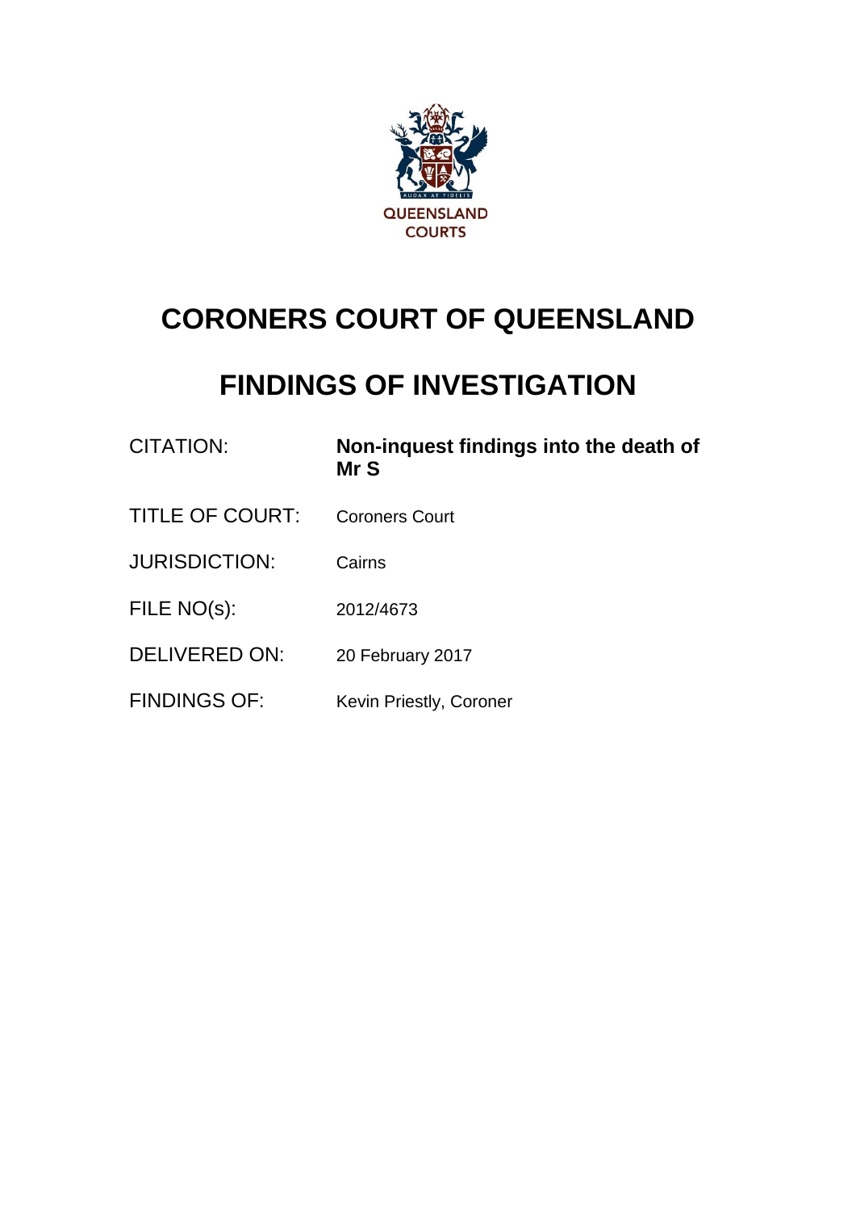QUEENSLAND COURTS

# CORONERS COURT OF QUEENSLAND

# FINDINGS OF INVESTIGATION

| | |
|---|---|
| CITATION: | **Non-inquest findings into the death of Mr S** |
| TITLE OF COURT: | Coroners Court |
| JURISDICTION: | Cairns |
| FILE NO(s): | 2012/4673 |
| DELIVERED ON: | 20 February 2017 |
| FINDINGS OF: | Kevin Priestly, Coroner |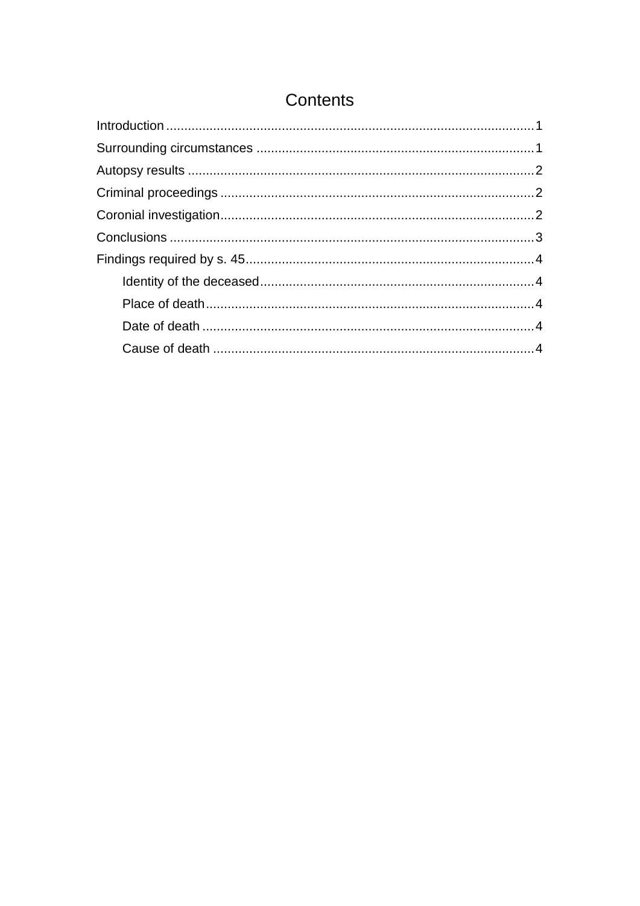# Contents

Introduction ..................................................................................................... 1

Surrounding circumstances ............................................................................ 1

Autopsy results ............................................................................................... 2

Criminal proceedings ...................................................................................... 2

Coronial investigation...................................................................................... 2

Conclusions .................................................................................................... 3

Findings required by s. 45............................................................................... 4

- Identity of the deceased........................................................................... 4
- Place of death.......................................................................................... 4
- Date of death ........................................................................................... 4
- Cause of death ........................................................................................ 4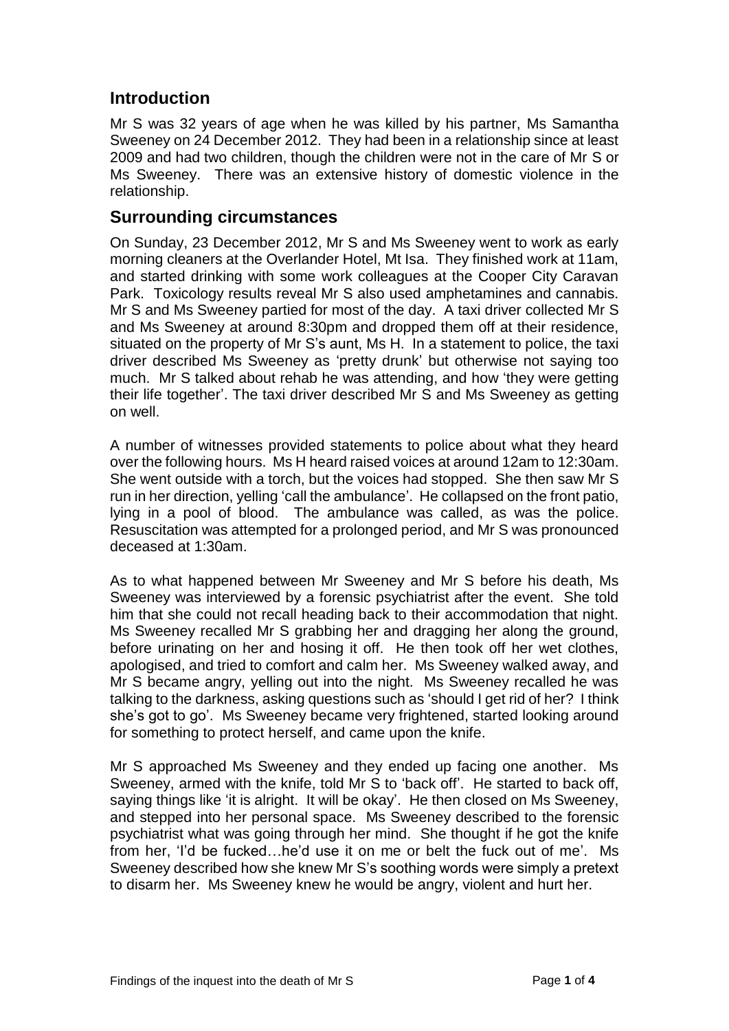## Introduction

Mr S was 32 years of age when he was killed by his partner, Ms Samantha Sweeney on 24 December 2012. They had been in a relationship since at least 2009 and had two children, though the children were not in the care of Mr S or Ms Sweeney. There was an extensive history of domestic violence in the relationship.

## Surrounding circumstances

On Sunday, 23 December 2012, Mr S and Ms Sweeney went to work as early morning cleaners at the Overlander Hotel, Mt Isa. They finished work at 11am, and started drinking with some work colleagues at the Cooper City Caravan Park. Toxicology results reveal Mr S also used amphetamines and cannabis. Mr S and Ms Sweeney partied for most of the day. A taxi driver collected Mr S and Ms Sweeney at around 8:30pm and dropped them off at their residence, situated on the property of Mr S's aunt, Ms H. In a statement to police, the taxi driver described Ms Sweeney as 'pretty drunk' but otherwise not saying too much. Mr S talked about rehab he was attending, and how 'they were getting their life together'. The taxi driver described Mr S and Ms Sweeney as getting on well.

A number of witnesses provided statements to police about what they heard over the following hours. Ms H heard raised voices at around 12am to 12:30am. She went outside with a torch, but the voices had stopped. She then saw Mr S run in her direction, yelling 'call the ambulance'. He collapsed on the front patio, lying in a pool of blood. The ambulance was called, as was the police. Resuscitation was attempted for a prolonged period, and Mr S was pronounced deceased at 1:30am.

As to what happened between Mr Sweeney and Mr S before his death, Ms Sweeney was interviewed by a forensic psychiatrist after the event. She told him that she could not recall heading back to their accommodation that night. Ms Sweeney recalled Mr S grabbing her and dragging her along the ground, before urinating on her and hosing it off. He then took off her wet clothes, apologised, and tried to comfort and calm her. Ms Sweeney walked away, and Mr S became angry, yelling out into the night. Ms Sweeney recalled he was talking to the darkness, asking questions such as 'should I get rid of her? I think she's got to go'. Ms Sweeney became very frightened, started looking around for something to protect herself, and came upon the knife.

Mr S approached Ms Sweeney and they ended up facing one another. Ms Sweeney, armed with the knife, told Mr S to 'back off'. He started to back off, saying things like 'it is alright. It will be okay'. He then closed on Ms Sweeney, and stepped into her personal space. Ms Sweeney described to the forensic psychiatrist what was going through her mind. She thought if he got the knife from her, 'I'd be fucked…he'd use it on me or belt the fuck out of me'. Ms Sweeney described how she knew Mr S's soothing words were simply a pretext to disarm her. Ms Sweeney knew he would be angry, violent and hurt her.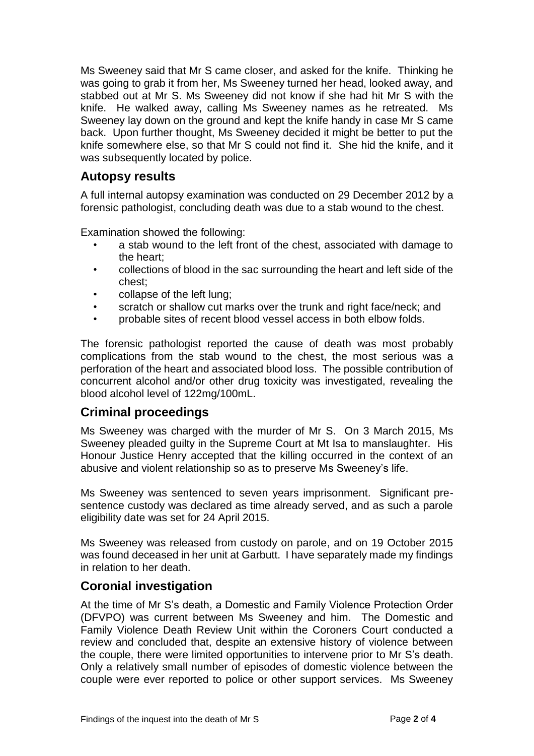Ms Sweeney said that Mr S came closer, and asked for the knife. Thinking he was going to grab it from her, Ms Sweeney turned her head, looked away, and stabbed out at Mr S. Ms Sweeney did not know if she had hit Mr S with the knife. He walked away, calling Ms Sweeney names as he retreated. Ms Sweeney lay down on the ground and kept the knife handy in case Mr S came back. Upon further thought, Ms Sweeney decided it might be better to put the knife somewhere else, so that Mr S could not find it. She hid the knife, and it was subsequently located by police.

## Autopsy results

A full internal autopsy examination was conducted on 29 December 2012 by a forensic pathologist, concluding death was due to a stab wound to the chest.

Examination showed the following:

- a stab wound to the left front of the chest, associated with damage to the heart;
- collections of blood in the sac surrounding the heart and left side of the chest;
- collapse of the left lung;
- scratch or shallow cut marks over the trunk and right face/neck; and
- probable sites of recent blood vessel access in both elbow folds.

The forensic pathologist reported the cause of death was most probably complications from the stab wound to the chest, the most serious was a perforation of the heart and associated blood loss. The possible contribution of concurrent alcohol and/or other drug toxicity was investigated, revealing the blood alcohol level of 122mg/100mL.

## Criminal proceedings

Ms Sweeney was charged with the murder of Mr S. On 3 March 2015, Ms Sweeney pleaded guilty in the Supreme Court at Mt Isa to manslaughter. His Honour Justice Henry accepted that the killing occurred in the context of an abusive and violent relationship so as to preserve Ms Sweeney's life.

Ms Sweeney was sentenced to seven years imprisonment. Significant pre-sentence custody was declared as time already served, and as such a parole eligibility date was set for 24 April 2015.

Ms Sweeney was released from custody on parole, and on 19 October 2015 was found deceased in her unit at Garbutt. I have separately made my findings in relation to her death.

## Coronial investigation

At the time of Mr S's death, a Domestic and Family Violence Protection Order (DFVPO) was current between Ms Sweeney and him. The Domestic and Family Violence Death Review Unit within the Coroners Court conducted a review and concluded that, despite an extensive history of violence between the couple, there were limited opportunities to intervene prior to Mr S's death. Only a relatively small number of episodes of domestic violence between the couple were ever reported to police or other support services. Ms Sweeney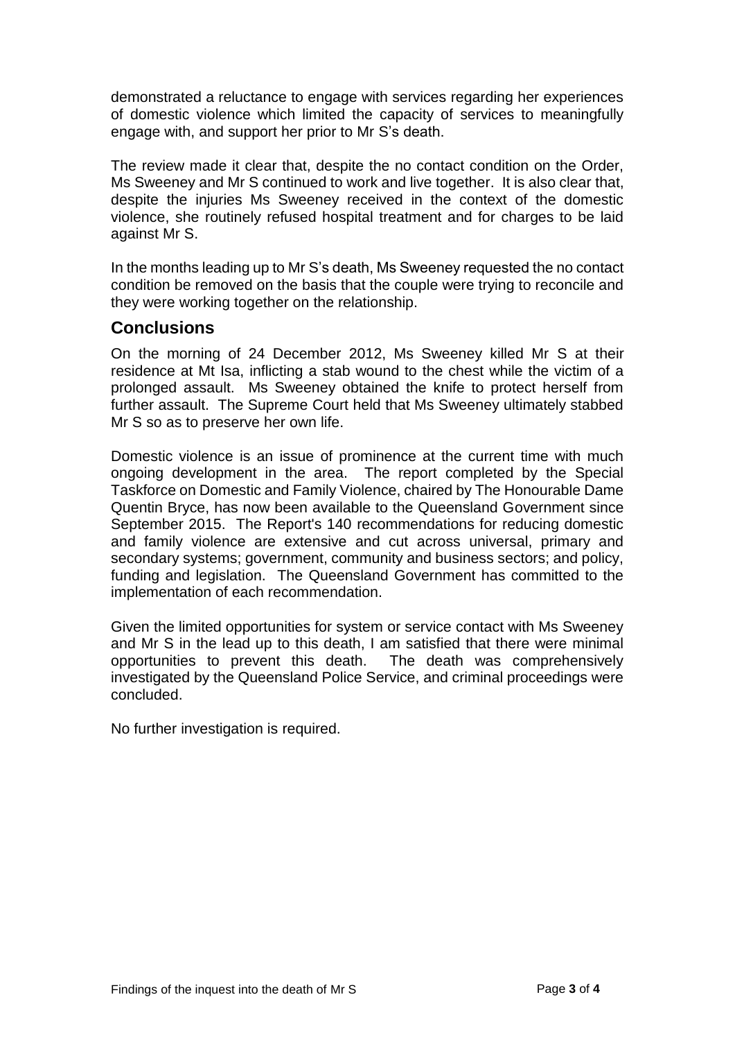demonstrated a reluctance to engage with services regarding her experiences of domestic violence which limited the capacity of services to meaningfully engage with, and support her prior to Mr S's death.

The review made it clear that, despite the no contact condition on the Order, Ms Sweeney and Mr S continued to work and live together. It is also clear that, despite the injuries Ms Sweeney received in the context of the domestic violence, she routinely refused hospital treatment and for charges to be laid against Mr S.

In the months leading up to Mr S's death, Ms Sweeney requested the no contact condition be removed on the basis that the couple were trying to reconcile and they were working together on the relationship.

## Conclusions

On the morning of 24 December 2012, Ms Sweeney killed Mr S at their residence at Mt Isa, inflicting a stab wound to the chest while the victim of a prolonged assault. Ms Sweeney obtained the knife to protect herself from further assault. The Supreme Court held that Ms Sweeney ultimately stabbed Mr S so as to preserve her own life.

Domestic violence is an issue of prominence at the current time with much ongoing development in the area. The report completed by the Special Taskforce on Domestic and Family Violence, chaired by The Honourable Dame Quentin Bryce, has now been available to the Queensland Government since September 2015. The Report's 140 recommendations for reducing domestic and family violence are extensive and cut across universal, primary and secondary systems; government, community and business sectors; and policy, funding and legislation. The Queensland Government has committed to the implementation of each recommendation.

Given the limited opportunities for system or service contact with Ms Sweeney and Mr S in the lead up to this death, I am satisfied that there were minimal opportunities to prevent this death. The death was comprehensively investigated by the Queensland Police Service, and criminal proceedings were concluded.

No further investigation is required.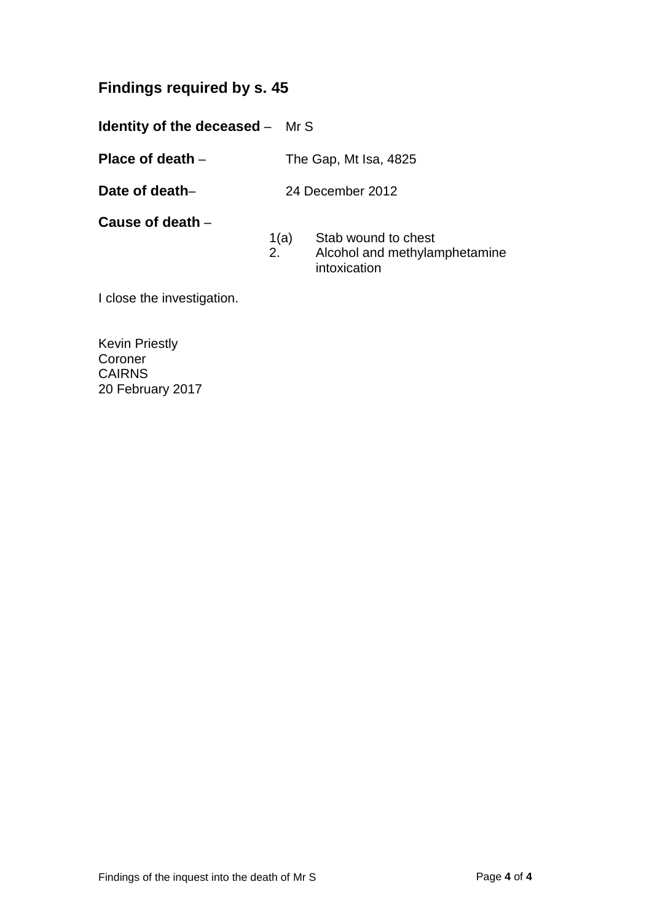## Findings required by s. 45

**Identity of the deceased** – Mr S

**Place of death** – The Gap, Mt Isa, 4825

**Date of death**– 24 December 2012

**Cause of death** –

1(a) Stab wound to chest
2. Alcohol and methylamphetamine intoxication

I close the investigation.

Kevin Priestly
Coroner
CAIRNS
20 February 2017